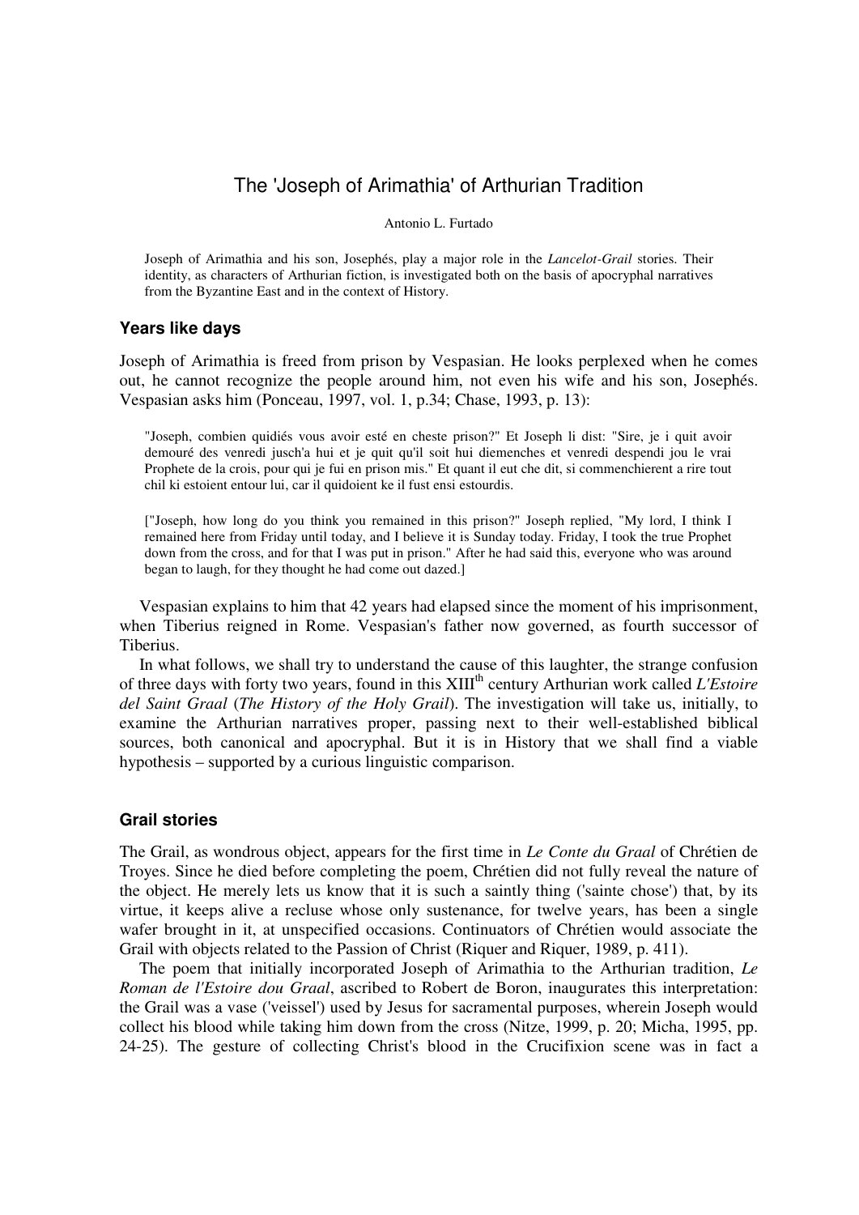# The 'Joseph of Arimathia' of Arthurian Tradition

Antonio L. Furtado

> Joseph of Arimathia and his son, Josephés, play a major role in the *Lancelot-Grail* stories. Their identity, as characters of Arthurian fiction, is investigated both on the basis of apocryphal narratives from the Byzantine East and in the context of History.

## Years like days

Joseph of Arimathia is freed from prison by Vespasian. He looks perplexed when he comes out, he cannot recognize the people around him, not even his wife and his son, Josephés. Vespasian asks him (Ponceau, 1997, vol. 1, p.34; Chase, 1993, p. 13):

> "Joseph, combien quidiés vous avoir esté en cheste prison?" Et Joseph li dist: "Sire, je i quit avoir demouré des venredi jusch'a hui et je quit qu'il soit hui diemenches et venredi despendi jou le vrai Prophete de la crois, pour qui je fui en prison mis." Et quant il eut che dit, si commenchierent a rire tout chil ki estoient entour lui, car il quidoient ke il fust ensi estourdis.
>
> ["Joseph, how long do you think you remained in this prison?" Joseph replied, "My lord, I think I remained here from Friday until today, and I believe it is Sunday today. Friday, I took the true Prophet down from the cross, and for that I was put in prison." After he had said this, everyone who was around began to laugh, for they thought he had come out dazed.]

Vespasian explains to him that 42 years had elapsed since the moment of his imprisonment, when Tiberius reigned in Rome. Vespasian's father now governed, as fourth successor of Tiberius.

In what follows, we shall try to understand the cause of this laughter, the strange confusion of three days with forty two years, found in this XIII[th] century Arthurian work called *L'Estoire del Saint Graal* (*The History of the Holy Grail*). The investigation will take us, initially, to examine the Arthurian narratives proper, passing next to their well-established biblical sources, both canonical and apocryphal. But it is in History that we shall find a viable hypothesis – supported by a curious linguistic comparison.

## Grail stories

The Grail, as wondrous object, appears for the first time in *Le Conte du Graal* of Chrétien de Troyes. Since he died before completing the poem, Chrétien did not fully reveal the nature of the object. He merely lets us know that it is such a saintly thing ('sainte chose') that, by its virtue, it keeps alive a recluse whose only sustenance, for twelve years, has been a single wafer brought in it, at unspecified occasions. Continuators of Chrétien would associate the Grail with objects related to the Passion of Christ (Riquer and Riquer, 1989, p. 411).

The poem that initially incorporated Joseph of Arimathia to the Arthurian tradition, *Le Roman de l'Estoire dou Graal*, ascribed to Robert de Boron, inaugurates this interpretation: the Grail was a vase ('veissel') used by Jesus for sacramental purposes, wherein Joseph would collect his blood while taking him down from the cross (Nitze, 1999, p. 20; Micha, 1995, pp. 24-25). The gesture of collecting Christ's blood in the Crucifixion scene was in fact a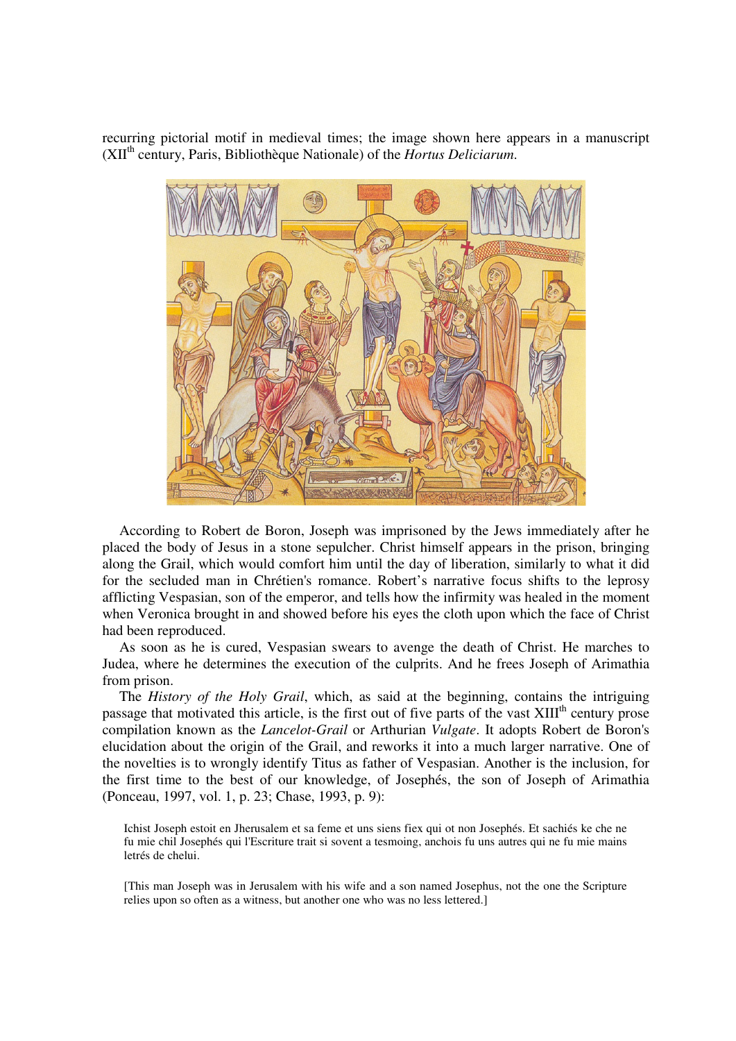recurring pictorial motif in medieval times; the image shown here appears in a manuscript (XII$^{th}$ century, Paris, Bibliothèque Nationale) of the *Hortus Deliciarum*.

According to Robert de Boron, Joseph was imprisoned by the Jews immediately after he placed the body of Jesus in a stone sepulcher. Christ himself appears in the prison, bringing along the Grail, which would comfort him until the day of liberation, similarly to what it did for the secluded man in Chrétien's romance. Robert's narrative focus shifts to the leprosy afflicting Vespasian, son of the emperor, and tells how the infirmity was healed in the moment when Veronica brought in and showed before his eyes the cloth upon which the face of Christ had been reproduced.

As soon as he is cured, Vespasian swears to avenge the death of Christ. He marches to Judea, where he determines the execution of the culprits. And he frees Joseph of Arimathia from prison.

The *History of the Holy Grail*, which, as said at the beginning, contains the intriguing passage that motivated this article, is the first out of five parts of the vast XIII$^{th}$ century prose compilation known as the *Lancelot-Grail* or Arthurian *Vulgate*. It adopts Robert de Boron's elucidation about the origin of the Grail, and reworks it into a much larger narrative. One of the novelties is to wrongly identify Titus as father of Vespasian. Another is the inclusion, for the first time to the best of our knowledge, of Josephés, the son of Joseph of Arimathia (Ponceau, 1997, vol. 1, p. 23; Chase, 1993, p. 9):

> Ichist Joseph estoit en Jherusalem et sa feme et uns siens fiex qui ot non Josephés. Et sachiés ke che ne fu mie chil Josephés qui l'Escriture trait si sovent a tesmoing, anchois fu uns autres qui ne fu mie mains letrés de chelui.
>
> [This man Joseph was in Jerusalem with his wife and a son named Josephus, not the one the Scripture relies upon so often as a witness, but another one who was no less lettered.]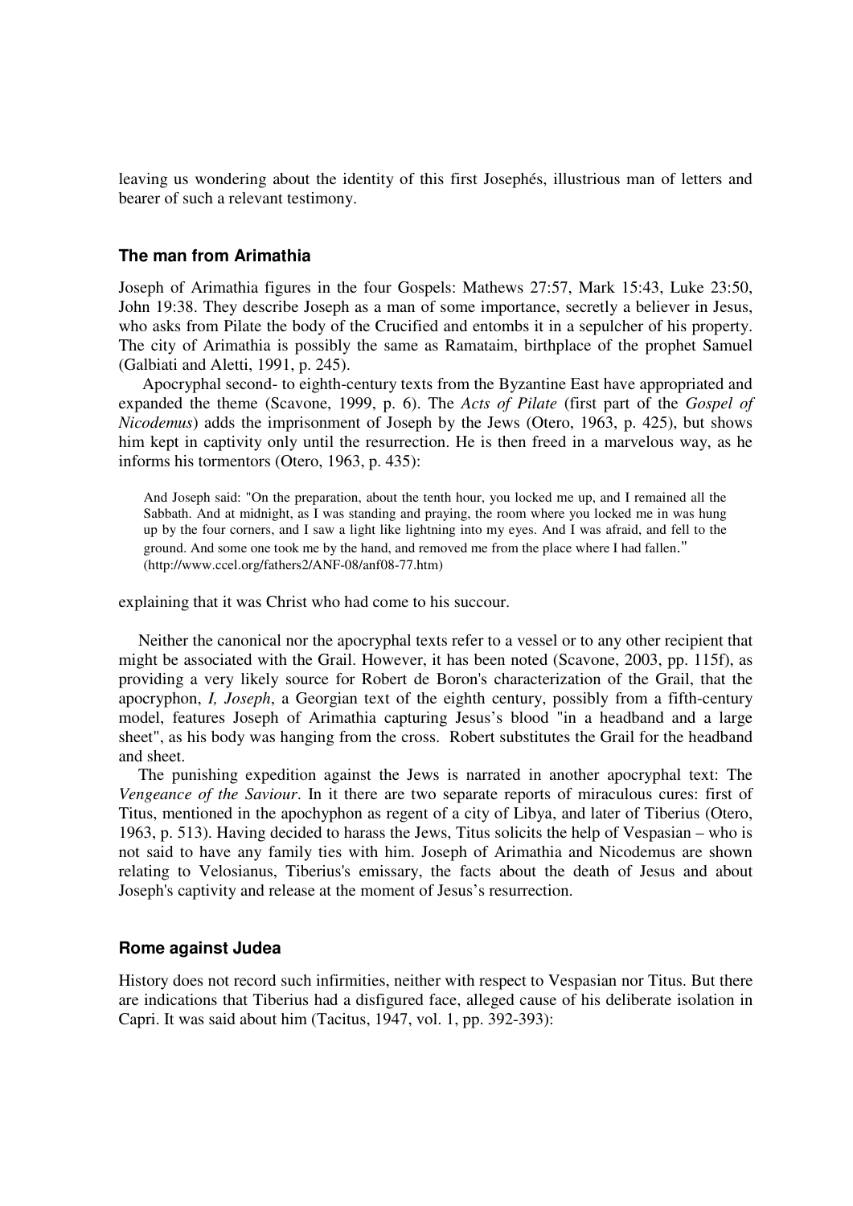leaving us wondering about the identity of this first Josephés, illustrious man of letters and bearer of such a relevant testimony.

### The man from Arimathia

Joseph of Arimathia figures in the four Gospels: Mathews 27:57, Mark 15:43, Luke 23:50, John 19:38. They describe Joseph as a man of some importance, secretly a believer in Jesus, who asks from Pilate the body of the Crucified and entombs it in a sepulcher of his property. The city of Arimathia is possibly the same as Ramataim, birthplace of the prophet Samuel (Galbiati and Aletti, 1991, p. 245).

Apocryphal second- to eighth-century texts from the Byzantine East have appropriated and expanded the theme (Scavone, 1999, p. 6). The *Acts of Pilate* (first part of the *Gospel of Nicodemus*) adds the imprisonment of Joseph by the Jews (Otero, 1963, p. 425), but shows him kept in captivity only until the resurrection. He is then freed in a marvelous way, as he informs his tormentors (Otero, 1963, p. 435):

> And Joseph said: "On the preparation, about the tenth hour, you locked me up, and I remained all the Sabbath. And at midnight, as I was standing and praying, the room where you locked me in was hung up by the four corners, and I saw a light like lightning into my eyes. And I was afraid, and fell to the ground. And some one took me by the hand, and removed me from the place where I had fallen." (http://www.ccel.org/fathers2/ANF-08/anf08-77.htm)

explaining that it was Christ who had come to his succour.

Neither the canonical nor the apocryphal texts refer to a vessel or to any other recipient that might be associated with the Grail. However, it has been noted (Scavone, 2003, pp. 115f), as providing a very likely source for Robert de Boron's characterization of the Grail, that the apocryphon, *I, Joseph*, a Georgian text of the eighth century, possibly from a fifth-century model, features Joseph of Arimathia capturing Jesus's blood "in a headband and a large sheet", as his body was hanging from the cross. Robert substitutes the Grail for the headband and sheet.

The punishing expedition against the Jews is narrated in another apocryphal text: The *Vengeance of the Saviour*. In it there are two separate reports of miraculous cures: first of Titus, mentioned in the apochyphon as regent of a city of Libya, and later of Tiberius (Otero, 1963, p. 513). Having decided to harass the Jews, Titus solicits the help of Vespasian – who is not said to have any family ties with him. Joseph of Arimathia and Nicodemus are shown relating to Velosianus, Tiberius's emissary, the facts about the death of Jesus and about Joseph's captivity and release at the moment of Jesus's resurrection.

### Rome against Judea

History does not record such infirmities, neither with respect to Vespasian nor Titus. But there are indications that Tiberius had a disfigured face, alleged cause of his deliberate isolation in Capri. It was said about him (Tacitus, 1947, vol. 1, pp. 392-393):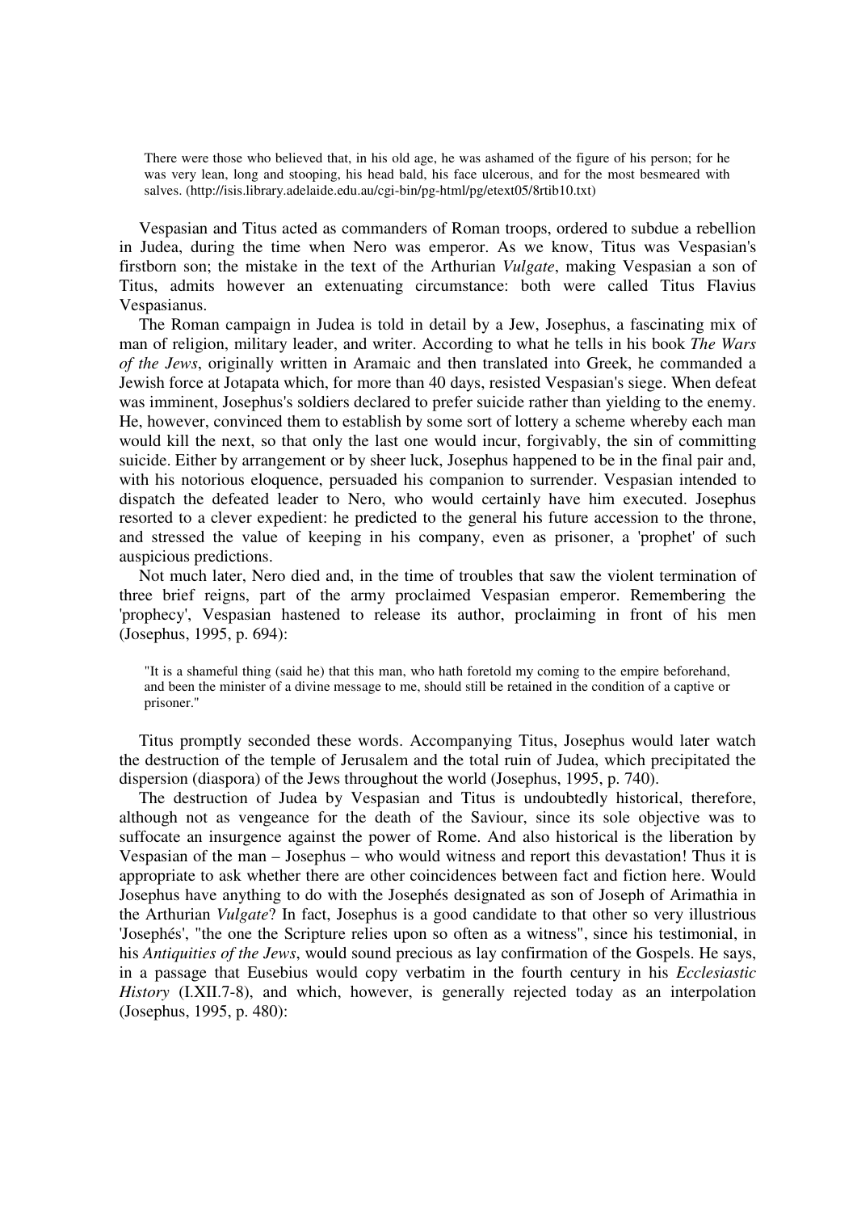> There were those who believed that, in his old age, he was ashamed of the figure of his person; for he was very lean, long and stooping, his head bald, his face ulcerous, and for the most besmeared with salves. (http://isis.library.adelaide.edu.au/cgi-bin/pg-html/pg/etext05/8rtib10.txt)

Vespasian and Titus acted as commanders of Roman troops, ordered to subdue a rebellion in Judea, during the time when Nero was emperor. As we know, Titus was Vespasian's firstborn son; the mistake in the text of the Arthurian *Vulgate*, making Vespasian a son of Titus, admits however an extenuating circumstance: both were called Titus Flavius Vespasianus.

The Roman campaign in Judea is told in detail by a Jew, Josephus, a fascinating mix of man of religion, military leader, and writer. According to what he tells in his book *The Wars of the Jews*, originally written in Aramaic and then translated into Greek, he commanded a Jewish force at Jotapata which, for more than 40 days, resisted Vespasian's siege. When defeat was imminent, Josephus's soldiers declared to prefer suicide rather than yielding to the enemy. He, however, convinced them to establish by some sort of lottery a scheme whereby each man would kill the next, so that only the last one would incur, forgivably, the sin of committing suicide. Either by arrangement or by sheer luck, Josephus happened to be in the final pair and, with his notorious eloquence, persuaded his companion to surrender. Vespasian intended to dispatch the defeated leader to Nero, who would certainly have him executed. Josephus resorted to a clever expedient: he predicted to the general his future accession to the throne, and stressed the value of keeping in his company, even as prisoner, a 'prophet' of such auspicious predictions.

Not much later, Nero died and, in the time of troubles that saw the violent termination of three brief reigns, part of the army proclaimed Vespasian emperor. Remembering the 'prophecy', Vespasian hastened to release its author, proclaiming in front of his men (Josephus, 1995, p. 694):

> "It is a shameful thing (said he) that this man, who hath foretold my coming to the empire beforehand, and been the minister of a divine message to me, should still be retained in the condition of a captive or prisoner."

Titus promptly seconded these words. Accompanying Titus, Josephus would later watch the destruction of the temple of Jerusalem and the total ruin of Judea, which precipitated the dispersion (diaspora) of the Jews throughout the world (Josephus, 1995, p. 740).

The destruction of Judea by Vespasian and Titus is undoubtedly historical, therefore, although not as vengeance for the death of the Saviour, since its sole objective was to suffocate an insurgence against the power of Rome. And also historical is the liberation by Vespasian of the man – Josephus – who would witness and report this devastation! Thus it is appropriate to ask whether there are other coincidences between fact and fiction here. Would Josephus have anything to do with the Josephés designated as son of Joseph of Arimathia in the Arthurian *Vulgate*? In fact, Josephus is a good candidate to that other so very illustrious 'Josephés', "the one the Scripture relies upon so often as a witness", since his testimonial, in his *Antiquities of the Jews*, would sound precious as lay confirmation of the Gospels. He says, in a passage that Eusebius would copy verbatim in the fourth century in his *Ecclesiastic History* (I.XII.7-8), and which, however, is generally rejected today as an interpolation (Josephus, 1995, p. 480):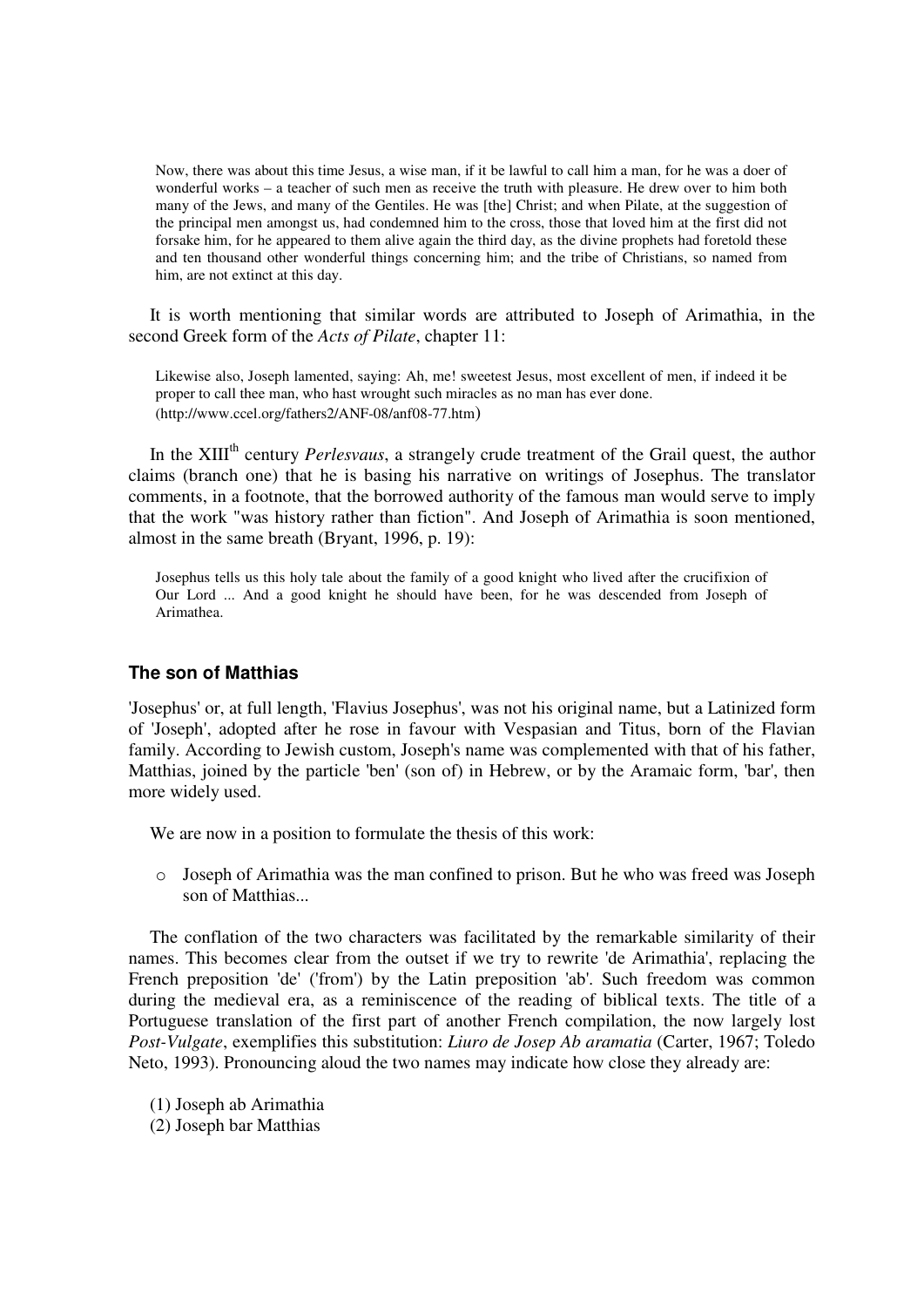> Now, there was about this time Jesus, a wise man, if it be lawful to call him a man, for he was a doer of wonderful works – a teacher of such men as receive the truth with pleasure. He drew over to him both many of the Jews, and many of the Gentiles. He was [the] Christ; and when Pilate, at the suggestion of the principal men amongst us, had condemned him to the cross, those that loved him at the first did not forsake him, for he appeared to them alive again the third day, as the divine prophets had foretold these and ten thousand other wonderful things concerning him; and the tribe of Christians, so named from him, are not extinct at this day.

It is worth mentioning that similar words are attributed to Joseph of Arimathia, in the second Greek form of the *Acts of Pilate*, chapter 11:

> Likewise also, Joseph lamented, saying: Ah, me! sweetest Jesus, most excellent of men, if indeed it be proper to call thee man, who hast wrought such miracles as no man has ever done. (http://www.ccel.org/fathers2/ANF-08/anf08-77.htm)

In the XIII[th] century *Perlesvaus*, a strangely crude treatment of the Grail quest, the author claims (branch one) that he is basing his narrative on writings of Josephus. The translator comments, in a footnote, that the borrowed authority of the famous man would serve to imply that the work "was history rather than fiction". And Joseph of Arimathia is soon mentioned, almost in the same breath (Bryant, 1996, p. 19):

> Josephus tells us this holy tale about the family of a good knight who lived after the crucifixion of Our Lord ... And a good knight he should have been, for he was descended from Joseph of Arimathea.

### The son of Matthias

'Josephus' or, at full length, 'Flavius Josephus', was not his original name, but a Latinized form of 'Joseph', adopted after he rose in favour with Vespasian and Titus, born of the Flavian family. According to Jewish custom, Joseph's name was complemented with that of his father, Matthias, joined by the particle 'ben' (son of) in Hebrew, or by the Aramaic form, 'bar', then more widely used.

We are now in a position to formulate the thesis of this work:

- Joseph of Arimathia was the man confined to prison. But he who was freed was Joseph son of Matthias...

The conflation of the two characters was facilitated by the remarkable similarity of their names. This becomes clear from the outset if we try to rewrite 'de Arimathia', replacing the French preposition 'de' ('from') by the Latin preposition 'ab'. Such freedom was common during the medieval era, as a reminiscence of the reading of biblical texts. The title of a Portuguese translation of the first part of another French compilation, the now largely lost *Post-Vulgate*, exemplifies this substitution: *Liuro de Josep Ab aramatia* (Carter, 1967; Toledo Neto, 1993). Pronouncing aloud the two names may indicate how close they already are:

(1) Joseph ab Arimathia
(2) Joseph bar Matthias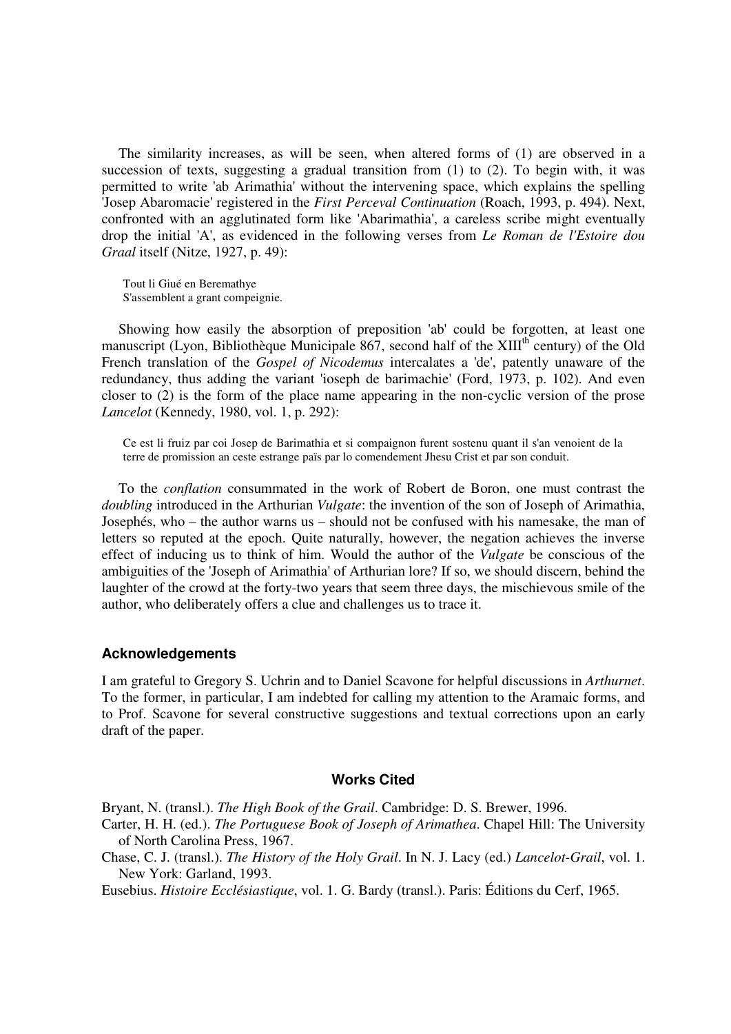The similarity increases, as will be seen, when altered forms of (1) are observed in a succession of texts, suggesting a gradual transition from (1) to (2). To begin with, it was permitted to write 'ab Arimathia' without the intervening space, which explains the spelling 'Josep Abaromacie' registered in the *First Perceval Continuation* (Roach, 1993, p. 494). Next, confronted with an agglutinated form like 'Abarimathia', a careless scribe might eventually drop the initial 'A', as evidenced in the following verses from *Le Roman de l'Estoire dou Graal* itself (Nitze, 1927, p. 49):

> Tout li Giué en Beremathye
> S'assemblent a grant compeignie.

Showing how easily the absorption of preposition 'ab' could be forgotten, at least one manuscript (Lyon, Bibliothèque Municipale 867, second half of the XIII[th] century) of the Old French translation of the *Gospel of Nicodemus* intercalates a 'de', patently unaware of the redundancy, thus adding the variant 'ioseph de barimachie' (Ford, 1973, p. 102). And even closer to (2) is the form of the place name appearing in the non-cyclic version of the prose *Lancelot* (Kennedy, 1980, vol. 1, p. 292):

> Ce est li fruiz par coi Josep de Barimathia et si compaignon furent sostenu quant il s'an venoient de la terre de promission an ceste estrange païs par lo comendement Jhesu Crist et par son conduit.

To the *conflation* consummated in the work of Robert de Boron, one must contrast the *doubling* introduced in the Arthurian *Vulgate*: the invention of the son of Joseph of Arimathia, Josephés, who – the author warns us – should not be confused with his namesake, the man of letters so reputed at the epoch. Quite naturally, however, the negation achieves the inverse effect of inducing us to think of him. Would the author of the *Vulgate* be conscious of the ambiguities of the 'Joseph of Arimathia' of Arthurian lore? If so, we should discern, behind the laughter of the crowd at the forty-two years that seem three days, the mischievous smile of the author, who deliberately offers a clue and challenges us to trace it.

## Acknowledgements

I am grateful to Gregory S. Uchrin and to Daniel Scavone for helpful discussions in *Arthurnet*. To the former, in particular, I am indebted for calling my attention to the Aramaic forms, and to Prof. Scavone for several constructive suggestions and textual corrections upon an early draft of the paper.

## Works Cited

Bryant, N. (transl.). *The High Book of the Grail*. Cambridge: D. S. Brewer, 1996.

Carter, H. H. (ed.). *The Portuguese Book of Joseph of Arimathea*. Chapel Hill: The University of North Carolina Press, 1967.

Chase, C. J. (transl.). *The History of the Holy Grail*. In N. J. Lacy (ed.) *Lancelot-Grail*, vol. 1. New York: Garland, 1993.

Eusebius. *Histoire Ecclésiastique*, vol. 1. G. Bardy (transl.). Paris: Éditions du Cerf, 1965.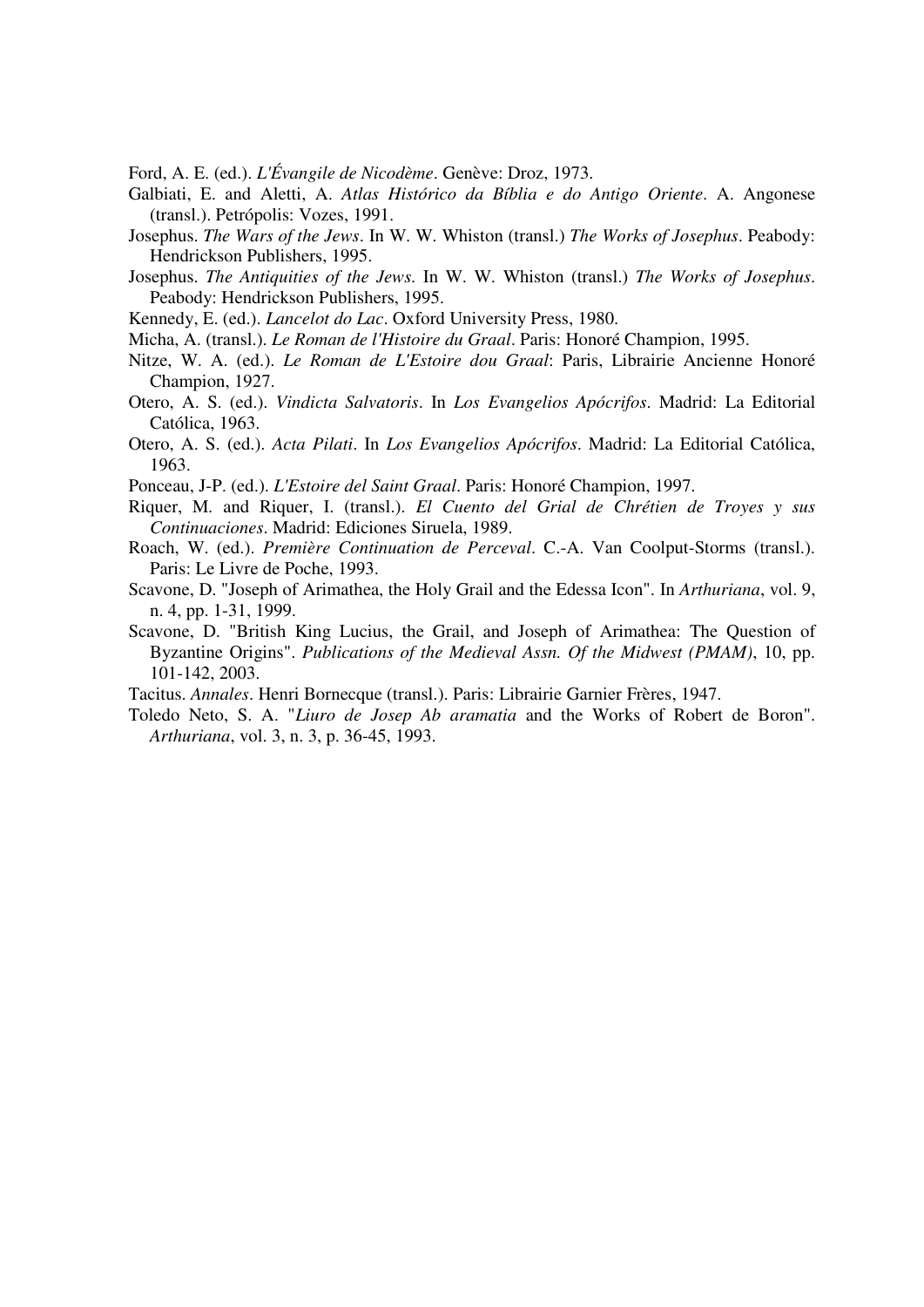Ford, A. E. (ed.). *L'Évangile de Nicodème*. Genève: Droz, 1973.

Galbiati, E. and Aletti, A. *Atlas Histórico da Bíblia e do Antigo Oriente*. A. Angonese (transl.). Petrópolis: Vozes, 1991.

Josephus. *The Wars of the Jews*. In W. W. Whiston (transl.) *The Works of Josephus*. Peabody: Hendrickson Publishers, 1995.

Josephus. *The Antiquities of the Jews*. In W. W. Whiston (transl.) *The Works of Josephus*. Peabody: Hendrickson Publishers, 1995.

Kennedy, E. (ed.). *Lancelot do Lac*. Oxford University Press, 1980.

Micha, A. (transl.). *Le Roman de l'Histoire du Graal*. Paris: Honoré Champion, 1995.

Nitze, W. A. (ed.). *Le Roman de L'Estoire dou Graal*: Paris, Librairie Ancienne Honoré Champion, 1927.

Otero, A. S. (ed.). *Vindicta Salvatoris*. In *Los Evangelios Apócrifos*. Madrid: La Editorial Católica, 1963.

Otero, A. S. (ed.). *Acta Pilati*. In *Los Evangelios Apócrifos*. Madrid: La Editorial Católica, 1963.

Ponceau, J-P. (ed.). *L'Estoire del Saint Graal*. Paris: Honoré Champion, 1997.

Riquer, M. and Riquer, I. (transl.). *El Cuento del Grial de Chrétien de Troyes y sus Continuaciones*. Madrid: Ediciones Siruela, 1989.

Roach, W. (ed.). *Première Continuation de Perceval*. C.-A. Van Coolput-Storms (transl.). Paris: Le Livre de Poche, 1993.

Scavone, D. "Joseph of Arimathea, the Holy Grail and the Edessa Icon". In *Arthuriana*, vol. 9, n. 4, pp. 1-31, 1999.

Scavone, D. "British King Lucius, the Grail, and Joseph of Arimathea: The Question of Byzantine Origins". *Publications of the Medieval Assn. Of the Midwest (PMAM)*, 10, pp. 101-142, 2003.

Tacitus. *Annales*. Henri Bornecque (transl.). Paris: Librairie Garnier Frères, 1947.

Toledo Neto, S. A. "*Liuro de Josep Ab aramatia* and the Works of Robert de Boron". *Arthuriana*, vol. 3, n. 3, p. 36-45, 1993.